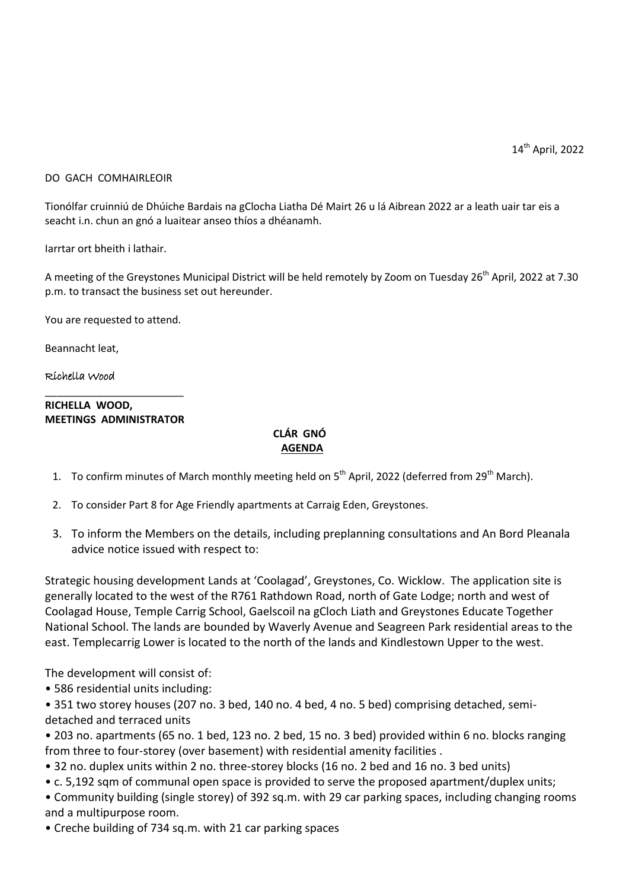14th April, 2022

DO GACH COMHAIRLEOIR

Tionólfar cruinniú de Dhúiche Bardais na gClocha Liatha Dé Mairt 26 u lá Aibrean 2022 ar a leath uair tar eis a seacht i.n. chun an gnó a luaitear anseo thíos a dhéanamh.

Iarrtar ort bheith i lathair.

A meeting of the Greystones Municipal District will be held remotely by Zoom on Tuesday 26th April, 2022 at 7.30 p.m. to transact the business set out hereunder.

You are requested to attend.

Beannacht leat,

Richella Wood

________________________

**RICHELLA WOOD,**
**MEETINGS ADMINISTRATOR**

**CLÁR GNÓ**
**AGENDA**

1. To confirm minutes of March monthly meeting held on 5th April, 2022 (deferred from 29th March).

2. To consider Part 8 for Age Friendly apartments at Carraig Eden, Greystones.

3. To inform the Members on the details, including preplanning consultations and An Bord Pleanala advice notice issued with respect to:

Strategic housing development Lands at 'Coolagad', Greystones, Co. Wicklow. The application site is generally located to the west of the R761 Rathdown Road, north of Gate Lodge; north and west of Coolagad House, Temple Carrig School, Gaelscoil na gCloch Liath and Greystones Educate Together National School. The lands are bounded by Waverly Avenue and Seagreen Park residential areas to the east. Templecarrig Lower is located to the north of the lands and Kindlestown Upper to the west.

The development will consist of:

• 586 residential units including:
• 351 two storey houses (207 no. 3 bed, 140 no. 4 bed, 4 no. 5 bed) comprising detached, semi-detached and terraced units
• 203 no. apartments (65 no. 1 bed, 123 no. 2 bed, 15 no. 3 bed) provided within 6 no. blocks ranging from three to four-storey (over basement) with residential amenity facilities .
• 32 no. duplex units within 2 no. three-storey blocks (16 no. 2 bed and 16 no. 3 bed units)
• c. 5,192 sqm of communal open space is provided to serve the proposed apartment/duplex units;
• Community building (single storey) of 392 sq.m. with 29 car parking spaces, including changing rooms and a multipurpose room.
• Creche building of 734 sq.m. with 21 car parking spaces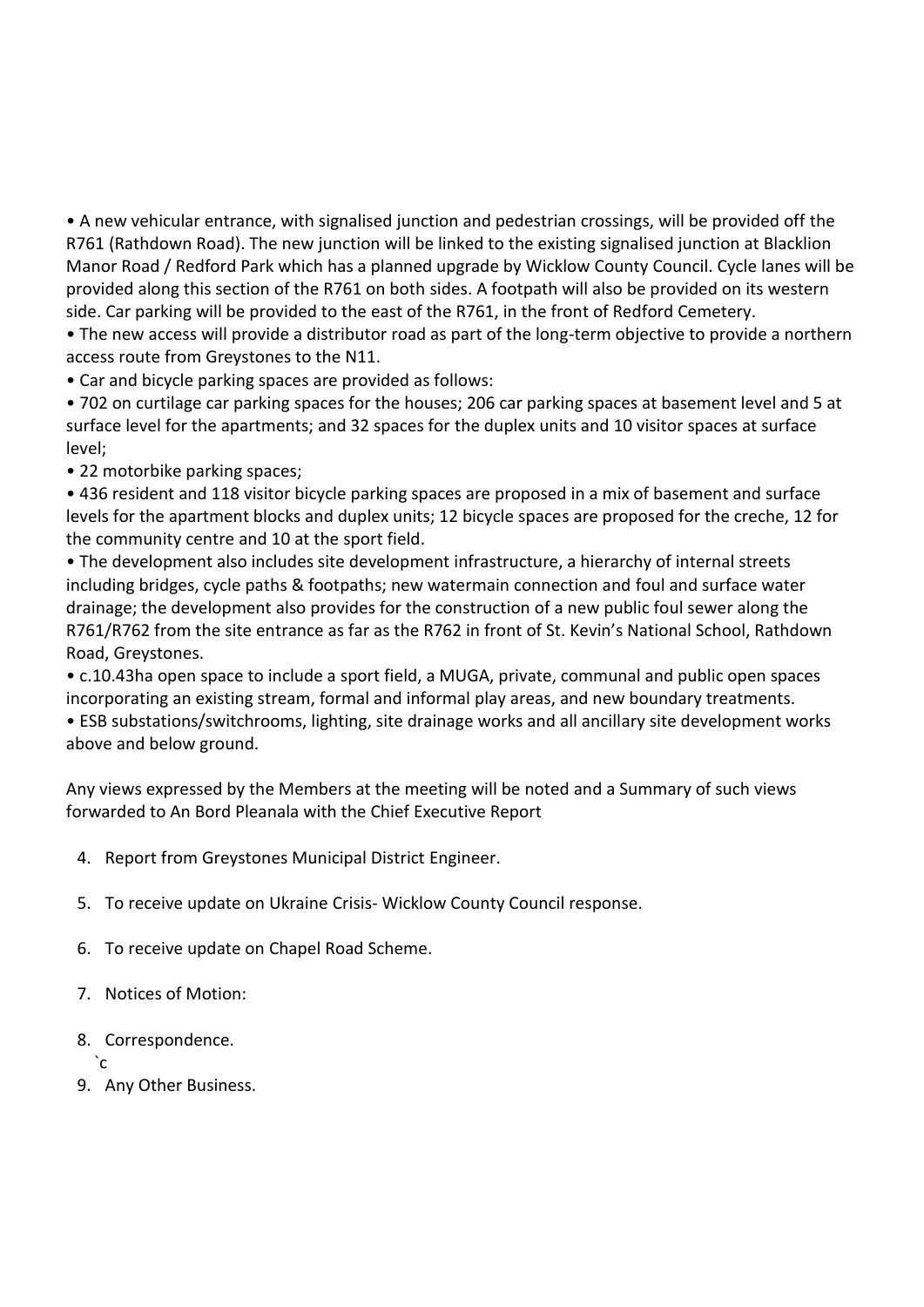- A new vehicular entrance, with signalised junction and pedestrian crossings, will be provided off the R761 (Rathdown Road). The new junction will be linked to the existing signalised junction at Blacklion Manor Road / Redford Park which has a planned upgrade by Wicklow County Council. Cycle lanes will be provided along this section of the R761 on both sides. A footpath will also be provided on its western side. Car parking will be provided to the east of the R761, in the front of Redford Cemetery.
- The new access will provide a distributor road as part of the long-term objective to provide a northern access route from Greystones to the N11.
- Car and bicycle parking spaces are provided as follows:
- 702 on curtilage car parking spaces for the houses; 206 car parking spaces at basement level and 5 at surface level for the apartments; and 32 spaces for the duplex units and 10 visitor spaces at surface level;
- 22 motorbike parking spaces;
- 436 resident and 118 visitor bicycle parking spaces are proposed in a mix of basement and surface levels for the apartment blocks and duplex units; 12 bicycle spaces are proposed for the creche, 12 for the community centre and 10 at the sport field.
- The development also includes site development infrastructure, a hierarchy of internal streets including bridges, cycle paths & footpaths; new watermain connection and foul and surface water drainage; the development also provides for the construction of a new public foul sewer along the R761/R762 from the site entrance as far as the R762 in front of St. Kevin's National School, Rathdown Road, Greystones.
- c.10.43ha open space to include a sport field, a MUGA, private, communal and public open spaces incorporating an existing stream, formal and informal play areas, and new boundary treatments.
- ESB substations/switchrooms, lighting, site drainage works and all ancillary site development works above and below ground.

Any views expressed by the Members at the meeting will be noted and a Summary of such views forwarded to An Bord Pleanala with the Chief Executive Report

4. Report from Greystones Municipal District Engineer.

5. To receive update on Ukraine Crisis- Wicklow County Council response.

6. To receive update on Chapel Road Scheme.

7. Notices of Motion:

8. Correspondence.
   `c

9. Any Other Business.